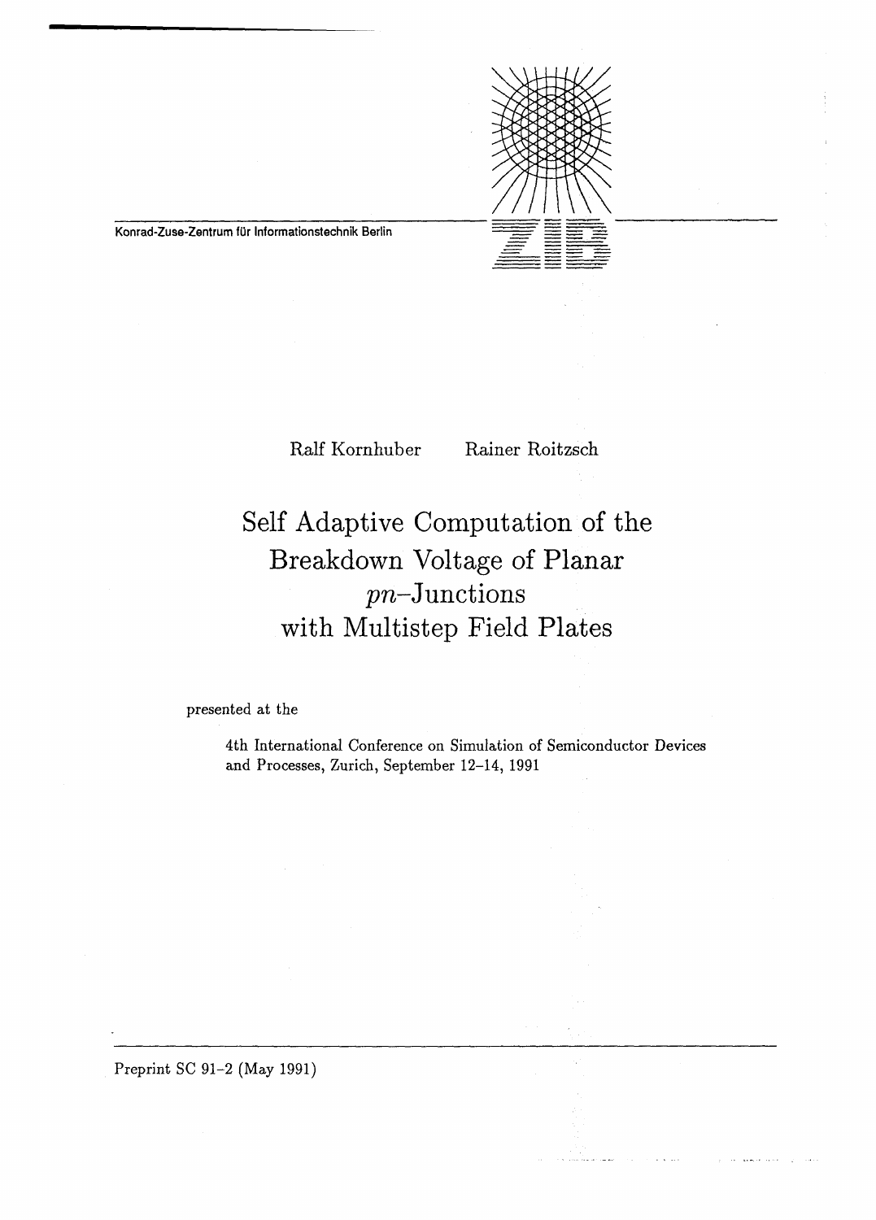Konrad-Zuse-Zentrum für Informationstechnik Berlin

Ralf Kornhuber Rainer Roitzsch

# Self Adaptive Computation of the Breakdown Voltage of Planar $pn$–Junctions with Multistep Field Plates

presented at the

4th International Conference on Simulation of Semiconductor Devices and Processes, Zurich, September 12–14, 1991

Preprint SC 91–2 (May 1991)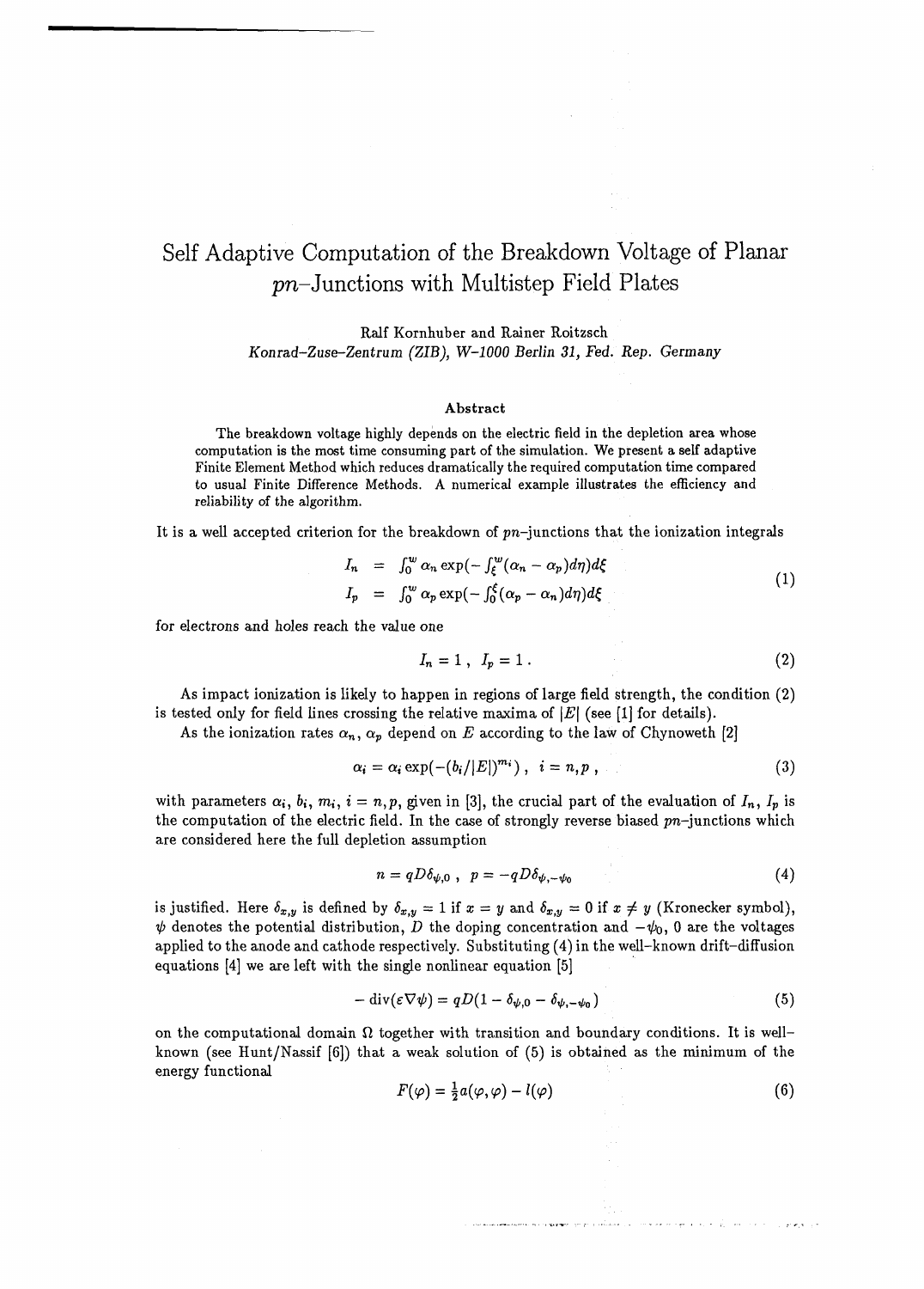# Self Adaptive Computation of the Breakdown Voltage of Planar $pn$–Junctions with Multistep Field Plates

Ralf Kornhuber and Rainer Roitzsch

*Konrad–Zuse–Zentrum (ZIB), W–1000 Berlin 31, Fed. Rep. Germany*

### Abstract

The breakdown voltage highly depends on the electric field in the depletion area whose computation is the most time consuming part of the simulation. We present a self adaptive Finite Element Method which reduces dramatically the required computation time compared to usual Finite Difference Methods. A numerical example illustrates the efficiency and reliability of the algorithm.

It is a well accepted criterion for the breakdown of $pn$–junctions that the ionization integrals

$$
\begin{aligned}
I_n &= \int_0^w \alpha_n \exp(-\int_\xi^w (\alpha_n - \alpha_p) d\eta) d\xi \\
I_p &= \int_0^w \alpha_p \exp(-\int_0^\xi (\alpha_p - \alpha_n) d\eta) d\xi
\end{aligned}
\tag{1}
$$

for electrons and holes reach the value one

$$
I_n = 1 \, , \; I_p = 1 \, . \tag{2}
$$

As impact ionization is likely to happen in regions of large field strength, the condition (2) is tested only for field lines crossing the relative maxima of $|E|$ (see [1] for details).

As the ionization rates $\alpha_n$, $\alpha_p$ depend on $E$ according to the law of Chynoweth [2]

$$
\alpha_i = \alpha_i \exp(-(b_i/|E|)^{m_i}) \, , \; i = n, p \, , \tag{3}
$$

with parameters $\alpha_i$, $b_i$, $m_i$, $i = n, p$, given in [3], the crucial part of the evaluation of $I_n$, $I_p$ is the computation of the electric field. In the case of strongly reverse biased $pn$–junctions which are considered here the full depletion assumption

$$
n = qD\delta_{\psi,0} \, , \; p = -qD\delta_{\psi,-\psi_0} \tag{4}
$$

is justified. Here $\delta_{x,y}$ is defined by $\delta_{x,y} = 1$ if $x = y$ and $\delta_{x,y} = 0$ if $x \neq y$ (Kronecker symbol), $\psi$ denotes the potential distribution, $D$ the doping concentration and $-\psi_0$, $0$ are the voltages applied to the anode and cathode respectively. Substituting (4) in the well–known drift–diffusion equations [4] we are left with the single nonlinear equation [5]

$$
-\operatorname{div}(\varepsilon \nabla \psi) = qD(1 - \delta_{\psi,0} - \delta_{\psi,-\psi_0}) \tag{5}
$$

on the computational domain $\Omega$ together with transition and boundary conditions. It is well-known (see Hunt/Nassif [6]) that a weak solution of (5) is obtained as the minimum of the energy functional

$$
F(\varphi) = \tfrac{1}{2} a(\varphi, \varphi) - l(\varphi) \tag{6}
$$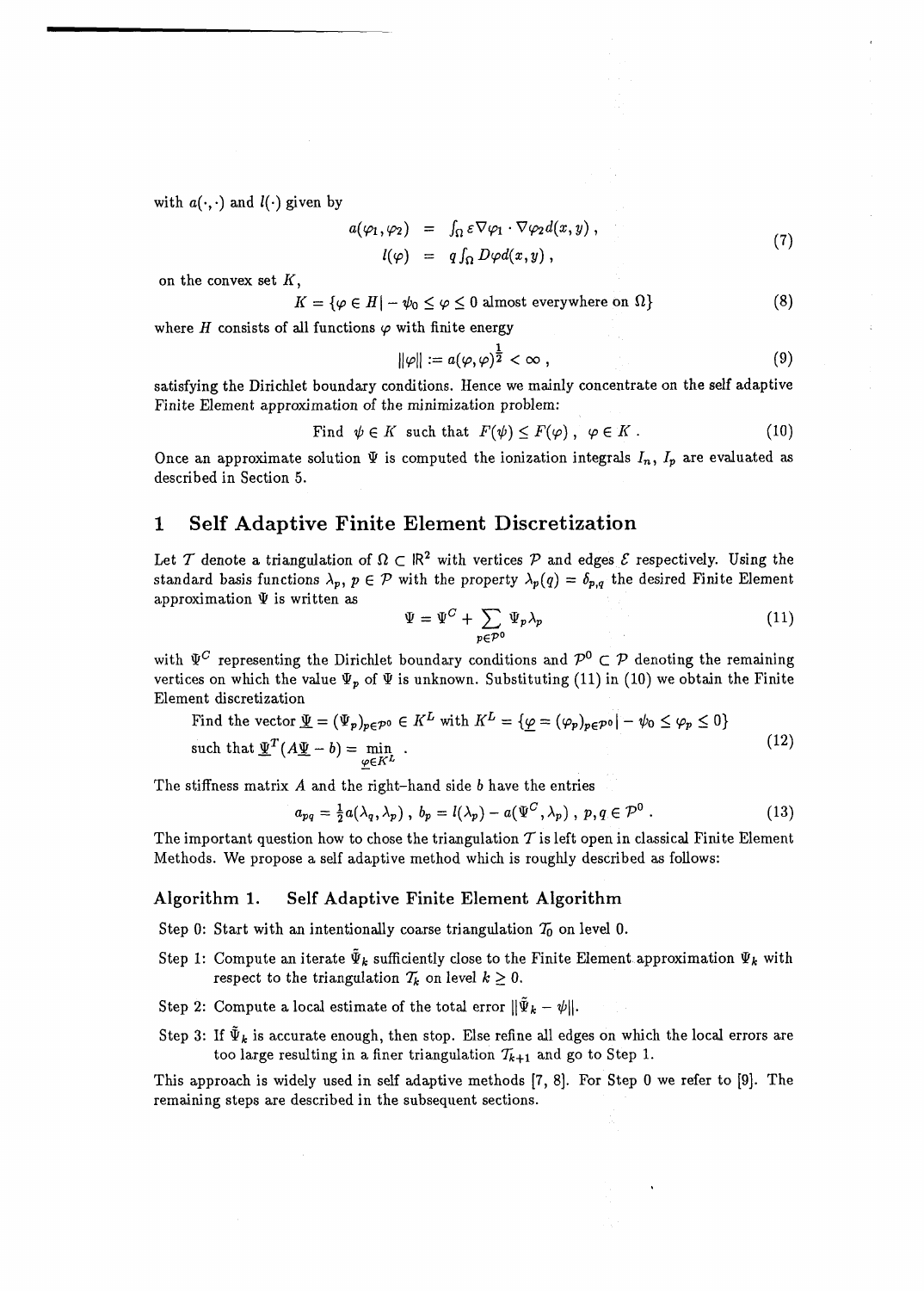with $a(\cdot,\cdot)$ and $l(\cdot)$ given by

$$
\begin{aligned}
a(\varphi_1, \varphi_2) &= \int_\Omega \varepsilon \nabla\varphi_1 \cdot \nabla\varphi_2 d(x,y) , \\
l(\varphi) &= q \int_\Omega D\varphi d(x,y) ,
\end{aligned}
\tag{7}
$$

on the convex set $K$,

$$
K = \{\varphi \in H | -\psi_0 \leq \varphi \leq 0 \text{ almost everywhere on } \Omega\} \tag{8}
$$

where $H$ consists of all functions $\varphi$ with finite energy

$$
\|\varphi\| := a(\varphi, \varphi)^{\frac{1}{2}} < \infty , \tag{9}
$$

satisfying the Dirichlet boundary conditions. Hence we mainly concentrate on the self adaptive Finite Element approximation of the minimization problem:

$$
\text{Find } \psi \in K \text{ such that } F(\psi) \leq F(\varphi) , \ \varphi \in K . \tag{10}
$$

Once an approximate solution $\Psi$ is computed the ionization integrals $I_n$, $I_p$ are evaluated as described in Section 5.

# 1 Self Adaptive Finite Element Discretization

Let $\mathcal{T}$ denote a triangulation of $\Omega \subset \mathbb{R}^2$ with vertices $\mathcal{P}$ and edges $\mathcal{E}$ respectively. Using the standard basis functions $\lambda_p$, $p \in \mathcal{P}$ with the property $\lambda_p(q) = \delta_{p,q}$ the desired Finite Element approximation $\Psi$ is written as

$$
\Psi = \Psi^C + \sum_{p \in \mathcal{P}^0} \Psi_p \lambda_p \tag{11}
$$

with $\Psi^C$ representing the Dirichlet boundary conditions and $\mathcal{P}^0 \subset \mathcal{P}$ denoting the remaining vertices on which the value $\Psi_p$ of $\Psi$ is unknown. Substituting (11) in (10) we obtain the Finite Element discretization

$$
\begin{aligned}
&\text{Find the vector } \underline{\Psi} = (\Psi_p)_{p \in \mathcal{P}^0} \in K^L \text{ with } K^L = \{\underline{\varphi} = (\varphi_p)_{p \in \mathcal{P}^0} | -\psi_0 \leq \varphi_p \leq 0\} \\
&\text{such that } \underline{\Psi}^T (A\underline{\Psi} - b) = \min_{\underline{\varphi} \in K^L} .
\end{aligned}
\tag{12}
$$

The stiffness matrix $A$ and the right-hand side $b$ have the entries

$$
a_{pq} = \tfrac{1}{2} a(\lambda_q, \lambda_p) , \ b_p = l(\lambda_p) - a(\Psi^C, \lambda_p) , \ p, q \in \mathcal{P}^0 . \tag{13}
$$

The important question how to chose the triangulation $\mathcal{T}$ is left open in classical Finite Element Methods. We propose a self adaptive method which is roughly described as follows:

### Algorithm 1. Self Adaptive Finite Element Algorithm

Step 0: Start with an intentionally coarse triangulation $\mathcal{T}_0$ on level 0.

Step 1: Compute an iterate $\tilde{\Psi}_k$ sufficiently close to the Finite Element approximation $\Psi_k$ with respect to the triangulation $\mathcal{T}_k$ on level $k \geq 0$.

Step 2: Compute a local estimate of the total error $\|\tilde{\Psi}_k - \psi\|$.

Step 3: If $\tilde{\Psi}_k$ is accurate enough, then stop. Else refine all edges on which the local errors are too large resulting in a finer triangulation $\mathcal{T}_{k+1}$ and go to Step 1.

This approach is widely used in self adaptive methods [7, 8]. For Step 0 we refer to [9]. The remaining steps are described in the subsequent sections.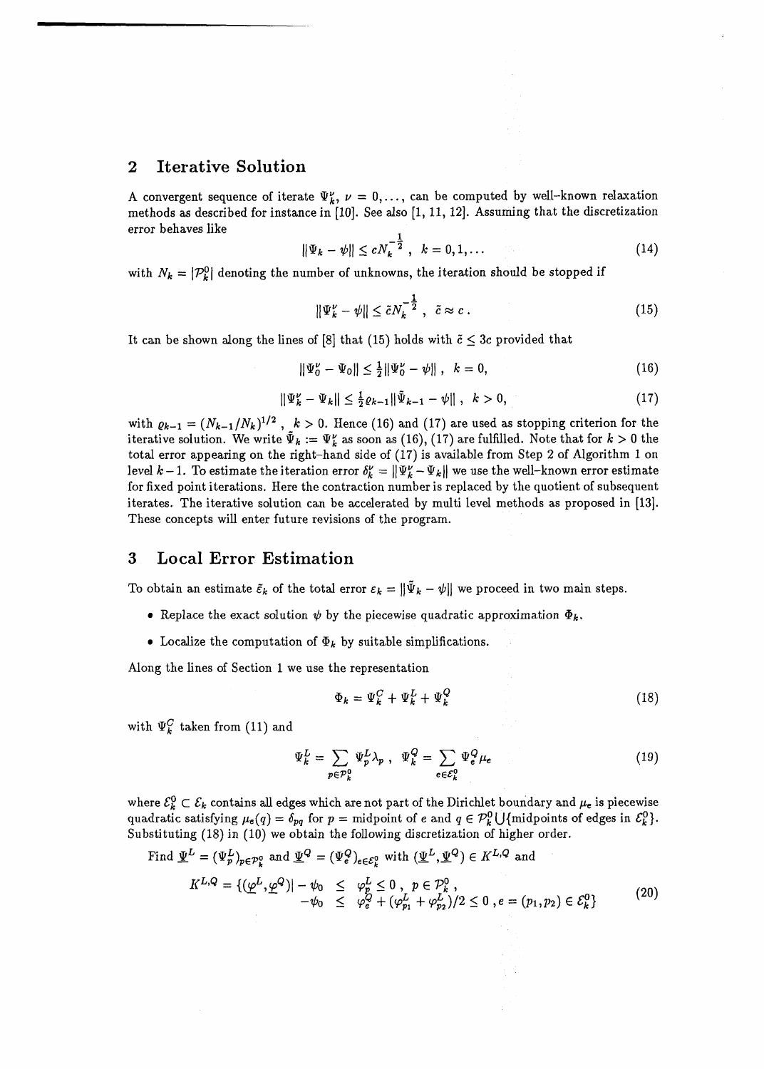## 2 Iterative Solution

A convergent sequence of iterate $\Psi_k^\nu$, $\nu = 0, \dots,$ can be computed by well-known relaxation methods as described for instance in [10]. See also [1, 11, 12]. Assuming that the discretization error behaves like

$$\|\Psi_k - \psi\| \leq c N_k^{-\frac{1}{2}}, \quad k = 0, 1, \dots \tag{14}$$

with $N_k = |\mathcal{P}_k^0|$ denoting the number of unknowns, the iteration should be stopped if

$$\|\Psi_k^\nu - \psi\| \leq \tilde{c} N_k^{-\frac{1}{2}}, \quad \tilde{c} \approx c. \tag{15}$$

It can be shown along the lines of [8] that (15) holds with $\tilde{c} \leq 3c$ provided that

$$\|\Psi_0^\nu - \Psi_0\| \leq \tfrac{1}{2}\|\Psi_0^\nu - \psi\|, \quad k = 0, \tag{16}$$

$$\|\Psi_k^\nu - \Psi_k\| \leq \tfrac{1}{2}\varrho_{k-1}\|\tilde{\Psi}_{k-1} - \psi\|, \quad k > 0, \tag{17}$$

with $\varrho_{k-1} = (N_{k-1}/N_k)^{1/2}$, $k > 0$. Hence (16) and (17) are used as stopping criterion for the iterative solution. We write $\tilde{\Psi}_k := \Psi_k^\nu$ as soon as (16), (17) are fulfilled. Note that for $k > 0$ the total error appearing on the right-hand side of (17) is available from Step 2 of Algorithm 1 on level $k-1$. To estimate the iteration error $\delta_k^\nu = \|\Psi_k^\nu - \Psi_k\|$ we use the well-known error estimate for fixed point iterations. Here the contraction number is replaced by the quotient of subsequent iterates. The iterative solution can be accelerated by multi level methods as proposed in [13]. These concepts will enter future revisions of the program.

## 3 Local Error Estimation

To obtain an estimate $\tilde{\varepsilon}_k$ of the total error $\varepsilon_k = \|\tilde{\Psi}_k - \psi\|$ we proceed in two main steps.

- Replace the exact solution $\psi$ by the piecewise quadratic approximation $\Phi_k$.
- Localize the computation of $\Phi_k$ by suitable simplifications.

Along the lines of Section 1 we use the representation

$$\Phi_k = \Psi_k^C + \Psi_k^L + \Psi_k^Q \tag{18}$$

with $\Psi_k^C$ taken from (11) and

$$\Psi_k^L = \sum_{p \in \mathcal{P}_k^0} \Psi_p^L \lambda_p, \quad \Psi_k^Q = \sum_{e \in \mathcal{E}_k^0} \Psi_e^Q \mu_e \tag{19}$$

where $\mathcal{E}_k^0 \subset \mathcal{E}_k$ contains all edges which are not part of the Dirichlet boundary and $\mu_e$ is piecewise quadratic satisfying $\mu_e(q) = \delta_{pq}$ for $p =$ midpoint of $e$ and $q \in \mathcal{P}_k^0 \bigcup\{\text{midpoints of edges in } \mathcal{E}_k^0\}$. Substituting (18) in (10) we obtain the following discretization of higher order.

Find $\underline{\Psi}^L = (\Psi_p^L)_{p \in \mathcal{P}_k^0}$ and $\underline{\Psi}^Q = (\Psi_e^Q)_{e \in \mathcal{E}_k^0}$ with $(\underline{\Psi}^L, \underline{\Psi}^Q) \in K^{L,Q}$ and

$$\begin{aligned} K^{L,Q} = \{(\underline{\varphi}^L, \underline{\varphi}^Q) | -\psi_0 &\leq \varphi_p^L \leq 0, \; p \in \mathcal{P}_k^0, \\ -\psi_0 &\leq \varphi_e^Q + (\varphi_{p_1}^L + \varphi_{p_2}^L)/2 \leq 0, e = (p_1, p_2) \in \mathcal{E}_k^0\} \end{aligned} \tag{20}$$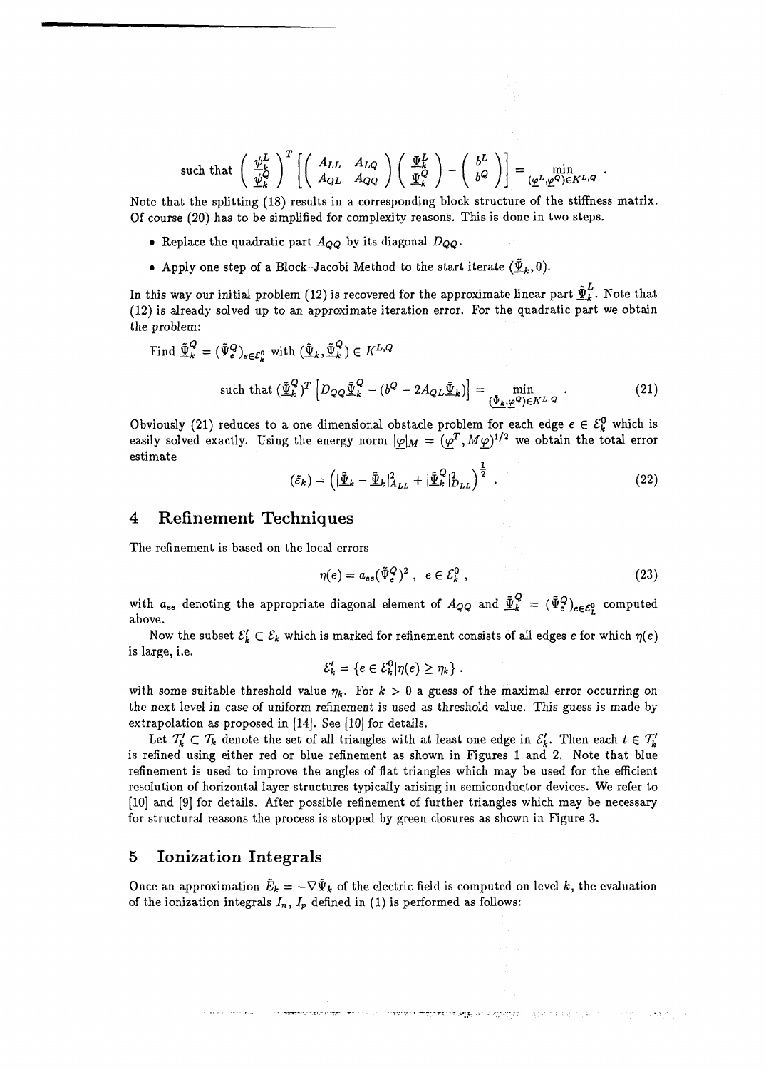$$\text{such that } \begin{pmatrix} \underline{\psi}_k^L \\ \underline{\psi}_k^Q \end{pmatrix}^T \left[ \begin{pmatrix} A_{LL} & A_{LQ} \\ A_{QL} & A_{QQ} \end{pmatrix} \begin{pmatrix} \underline{\Psi}_k^L \\ \underline{\Psi}_k^Q \end{pmatrix} - \begin{pmatrix} b^L \\ b^Q \end{pmatrix} \right] = \min_{(\underline{\varphi}^L, \underline{\varphi}^Q) \in K^{L,Q}} .$$

Note that the splitting (18) results in a corresponding block structure of the stiffness matrix. Of course (20) has to be simplified for complexity reasons. This is done in two steps.

- Replace the quadratic part $A_{QQ}$ by its diagonal $D_{QQ}$.
- Apply one step of a Block-Jacobi Method to the start iterate $(\underline{\tilde{\Psi}}_k, 0)$.

In this way our initial problem (12) is recovered for the approximate linear part $\underline{\tilde{\Psi}}_k^L$. Note that (12) is already solved up to an approximate iteration error. For the quadratic part we obtain the problem:

Find $\underline{\tilde{\Psi}}_k^Q = (\tilde{\Psi}_e^Q)_{e \in \mathcal{E}_k^0}$ with $(\underline{\tilde{\Psi}}_k, \underline{\tilde{\Psi}}_k^Q) \in K^{L,Q}$

$$\text{such that } (\underline{\tilde{\Psi}}_k^Q)^T \left[ D_{QQ} \underline{\tilde{\Psi}}_k^Q - (b^Q - 2A_{QL} \underline{\tilde{\Psi}}_k) \right] = \min_{(\underline{\tilde{\Psi}}_k, \underline{\varphi}^Q) \in K^{L,Q}} . \tag{21}$$

Obviously (21) reduces to a one dimensional obstacle problem for each edge $e \in \mathcal{E}_k^0$ which is easily solved exactly. Using the energy norm $|\underline{\varphi}|_M = (\underline{\varphi}^T, M\underline{\varphi})^{1/2}$ we obtain the total error estimate

$$(\tilde{\varepsilon}_k) = \left( |\underline{\tilde{\Psi}}_k - \underline{\tilde{\Psi}}_k|_{A_{LL}}^2 + |\underline{\tilde{\Psi}}_k^Q|_{D_{LL}}^2 \right)^{\frac{1}{2}} . \tag{22}$$

## 4 Refinement Techniques

The refinement is based on the local errors

$$\eta(e) = a_{ee} (\tilde{\Psi}_e^Q)^2 , \quad e \in \mathcal{E}_k^0 , \tag{23}$$

with $a_{ee}$ denoting the appropriate diagonal element of $A_{QQ}$ and $\underline{\tilde{\Psi}}_k^Q = (\tilde{\Psi}_e^Q)_{e \in \mathcal{E}_L^0}$ computed above.

Now the subset $\mathcal{E}_k' \subset \mathcal{E}_k$ which is marked for refinement consists of all edges $e$ for which $\eta(e)$ is large, i.e.

$$\mathcal{E}_k' = \{ e \in \mathcal{E}_k^0 | \eta(e) \geq \eta_k \} .$$

with some suitable threshold value $\eta_k$. For $k > 0$ a guess of the maximal error occurring on the next level in case of uniform refinement is used as threshold value. This guess is made by extrapolation as proposed in [14]. See [10] for details.

Let $\mathcal{T}_k' \subset \mathcal{T}_k$ denote the set of all triangles with at least one edge in $\mathcal{E}_k'$. Then each $t \in \mathcal{T}_k'$ is refined using either red or blue refinement as shown in Figures 1 and 2. Note that blue refinement is used to improve the angles of flat triangles which may be used for the efficient resolution of horizontal layer structures typically arising in semiconductor devices. We refer to [10] and [9] for details. After possible refinement of further triangles which may be necessary for structural reasons the process is stopped by green closures as shown in Figure 3.

## 5 Ionization Integrals

Once an approximation $\tilde{E}_k = -\nabla \tilde{\Psi}_k$ of the electric field is computed on level $k$, the evaluation of the ionization integrals $I_n$, $I_p$ defined in (1) is performed as follows: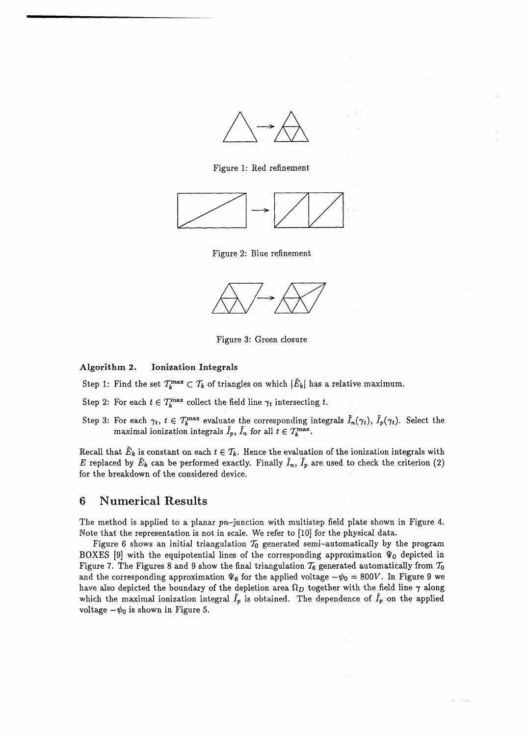Figure 1: Red refinement

Figure 2: Blue refinement

Figure 3: Green closure

**Algorithm 2. Ionization Integrals**

Step 1: Find the set $\mathcal{T}_k^{\max} \subset \mathcal{T}_k$ of triangles on which $|\tilde{E}_k|$ has a relative maximum.

Step 2: For each $t \in \mathcal{T}_k^{\max}$ collect the field line $\gamma_t$ intersecting $t$.

Step 3: For each $\gamma_t$, $t \in \mathcal{T}_k^{\max}$ evaluate the corresponding integrals $\tilde{I}_n(\gamma_t)$, $\tilde{I}_p(\gamma_t)$. Select the maximal ionization integrals $\tilde{I}_p$, $\tilde{I}_n$ for all $t \in \mathcal{T}_k^{\max}$.

Recall that $\tilde{E}_k$ is constant on each $t \in \mathcal{T}_k$. Hence the evaluation of the ionization integrals with $E$ replaced by $\tilde{E}_k$ can be performed exactly. Finally $\tilde{I}_n$, $\tilde{I}_p$ are used to check the criterion (2) for the breakdown of the considered device.

## 6 Numerical Results

The method is applied to a planar *pn*–junction with multistep field plate shown in Figure 4. Note that the representation is not in scale. We refer to [10] for the physical data.

Figure 6 shows an initial triangulation $\mathcal{T}_0$ generated semi–automatically by the program BOXES [9] with the equipotential lines of the corresponding approximation $\Psi_0$ depicted in Figure 7. The Figures 8 and 9 show the final triangulation $\mathcal{T}_6$ generated automatically from $\mathcal{T}_0$ and the corresponding approximation $\Psi_6$ for the applied voltage $-\psi_0 = 800V$. In Figure 9 we have also depicted the boundary of the depletion area $\Omega_D$ together with the field line $\gamma$ along which the maximal ionization integral $\tilde{I}_p$ is obtained. The dependence of $\tilde{I}_p$ on the applied voltage $-\psi_0$ is shown in Figure 5.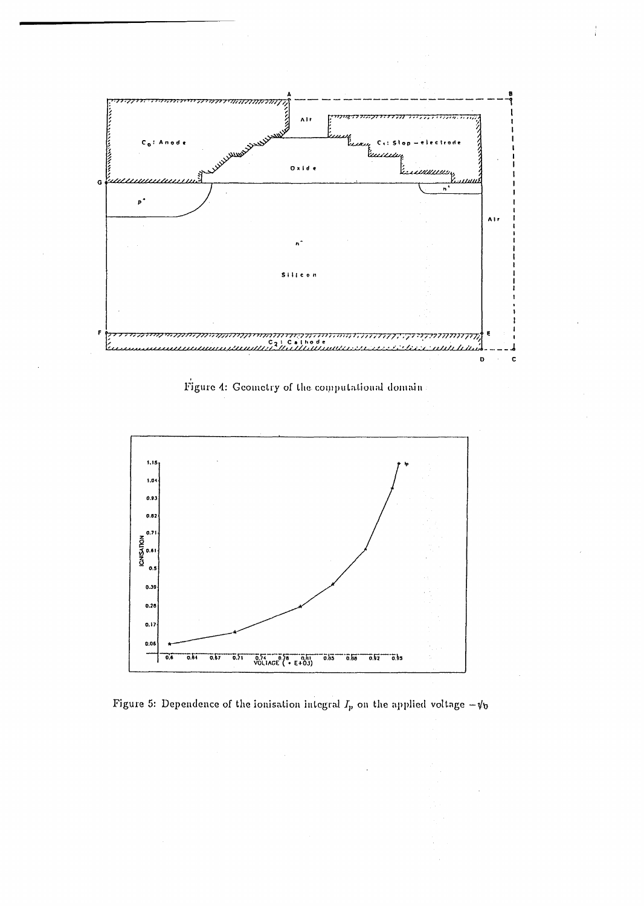Figure 4: Geometry of the computational domain

Figure 5: Dependence of the ionisation integral $I_p$ on the applied voltage $-\psi_0$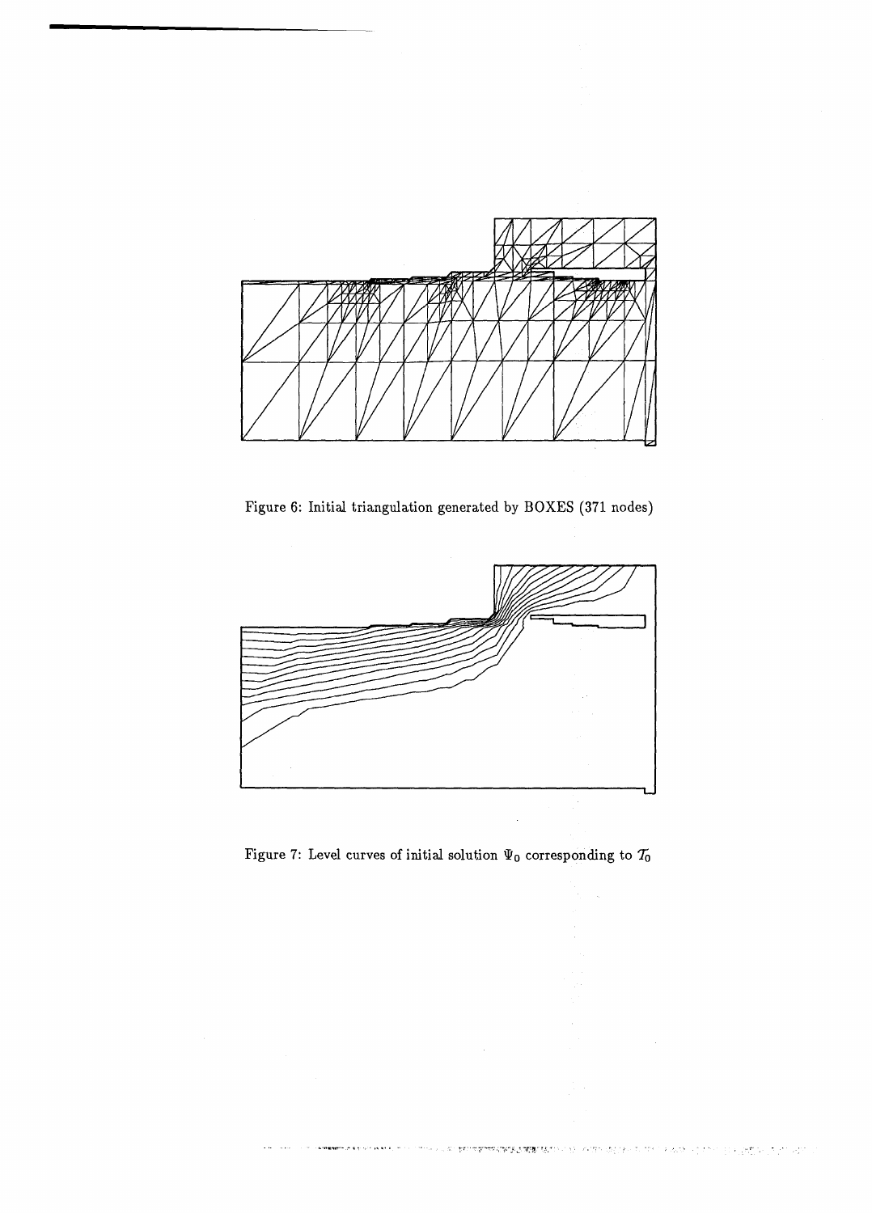Figure 6: Initial triangulation generated by BOXES (371 nodes)

Figure 7: Level curves of initial solution $\Psi_0$ corresponding to $\mathcal{T}_0$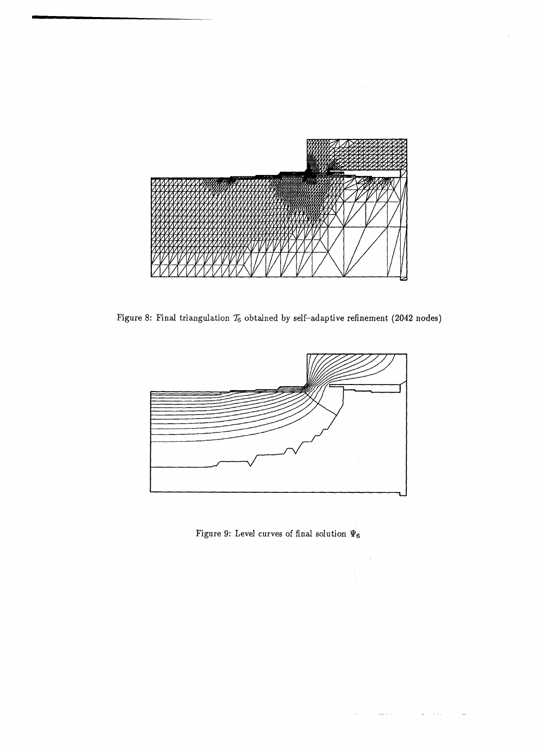Figure 8: Final triangulation $\mathcal{T}_6$ obtained by self-adaptive refinement (2042 nodes)

Figure 9: Level curves of final solution $\Psi_6$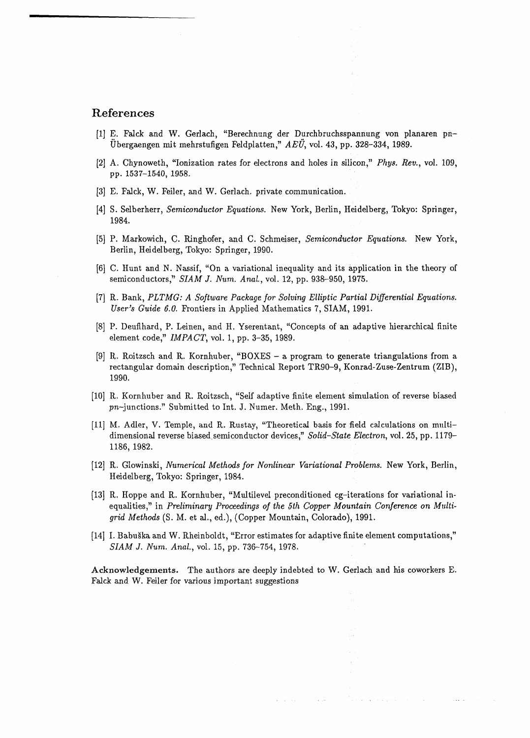## References

[1] E. Falck and W. Gerlach, "Berechnung der Durchbruchsspannung von planaren pn–Übergaengen mit mehrstufigen Feldplatten," *AEÜ*, vol. 43, pp. 328–334, 1989.

[2] A. Chynoweth, "Ionization rates for electrons and holes in silicon," *Phys. Rev.*, vol. 109, pp. 1537–1540, 1958.

[3] E. Falck, W. Feiler, and W. Gerlach. private communication.

[4] S. Selberherr, *Semiconductor Equations.* New York, Berlin, Heidelberg, Tokyo: Springer, 1984.

[5] P. Markowich, C. Ringhofer, and C. Schmeiser, *Semiconductor Equations.* New York, Berlin, Heidelberg, Tokyo: Springer, 1990.

[6] C. Hunt and N. Nassif, "On a variational inequality and its application in the theory of semiconductors," *SIAM J. Num. Anal.*, vol. 12, pp. 938–950, 1975.

[7] R. Bank, *PLTMG: A Software Package for Solving Elliptic Partial Differential Equations. User's Guide 6.0.* Frontiers in Applied Mathematics 7, SIAM, 1991.

[8] P. Deuflhard, P. Leinen, and H. Yserentant, "Concepts of an adaptive hierarchical finite element code," *IMPACT*, vol. 1, pp. 3–35, 1989.

[9] R. Roitzsch and R. Kornhuber, "BOXES – a program to generate triangulations from a rectangular domain description," Technical Report TR90–9, Konrad-Zuse-Zentrum (ZIB), 1990.

[10] R. Kornhuber and R. Roitzsch, "Self adaptive finite element simulation of reverse biased *pn*–junctions." Submitted to Int. J. Numer. Meth. Eng., 1991.

[11] M. Adler, V. Temple, and R. Rustay, "Theoretical basis for field calculations on multi-dimensional reverse biased semiconductor devices," *Solid-State Electron*, vol. 25, pp. 1179–1186, 1982.

[12] R. Glowinski, *Numerical Methods for Nonlinear Variational Problems.* New York, Berlin, Heidelberg, Tokyo: Springer, 1984.

[13] R. Hoppe and R. Kornhuber, "Multilevel preconditioned cg–iterations for variational inequalities," in *Preliminary Proceedings of the 5th Copper Mountain Conference on Multigrid Methods* (S. M. et al., ed.), (Copper Mountain, Colorado), 1991.

[14] I. Babuška and W. Rheinboldt, "Error estimates for adaptive finite element computations," *SIAM J. Num. Anal.*, vol. 15, pp. 736–754, 1978.

**Acknowledgements.** The authors are deeply indebted to W. Gerlach and his coworkers E. Falck and W. Feiler for various important suggestions